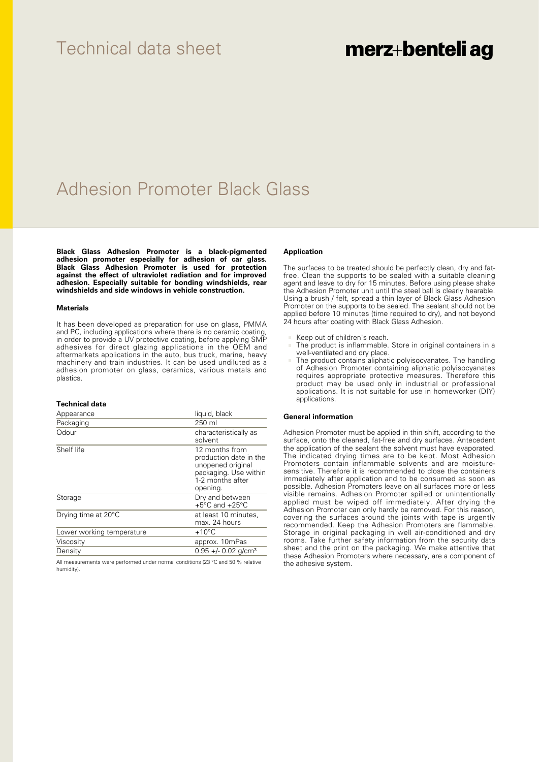Technical data sheet

merz+benteli ag

# Adhesion Promoter Black Glass

**Black Glass Adhesion Promoter is a black-pigmented adhesion promoter especially for adhesion of car glass. Black Glass Adhesion Promoter is used for protection against the effect of ultraviolet radiation and for improved adhesion. Especially suitable for bonding windshields, rear windshields and side windows in vehicle construction.**

### Materials

It has been developed as preparation for use on glass, PMMA and PC, including applications where there is no ceramic coating, in order to provide a UV protective coating, before applying SMP adhesives for direct glazing applications in the OEM and aftermarkets applications in the auto, bus truck, marine, heavy machinery and train industries. It can be used undiluted as a adhesion promoter on glass, ceramics, various metals and plastics.

### Technical data

| Property | Value |
| --- | --- |
| Appearance | liquid, black |
| Packaging | 250 ml |
| Odour | characteristically as solvent |
| Shelf life | 12 months from production date in the unopened original packaging. Use within 1-2 months after opening. |
| Storage | Dry and between +5°C and +25°C |
| Drying time at 20°C | at least 10 minutes, max. 24 hours |
| Lower working temperature | +10°C |
| Viscosity | approx. 10mPas |
| Density | 0.95 +/- 0.02 g/cm³ |

All measurements were performed under normal conditions (23 °C and 50 % relative humidity).

### Application

The surfaces to be treated should be perfectly clean, dry and fat-free. Clean the supports to be sealed with a suitable cleaning agent and leave to dry for 15 minutes. Before using please shake the Adhesion Promoter unit until the steel ball is clearly hearable. Using a brush / felt, spread a thin layer of Black Glass Adhesion Promoter on the supports to be sealed. The sealant should not be applied before 10 minutes (time required to dry), and not beyond 24 hours after coating with Black Glass Adhesion.

- Keep out of children's reach.
- The product is inflammable. Store in original containers in a well-ventilated and dry place.
- The product contains aliphatic polyisocyanates. The handling of Adhesion Promoter containing aliphatic polyisocyanates requires appropriate protective measures. Therefore this product may be used only in industrial or professional applications. It is not suitable for use in homeworker (DIY) applications.

### General information

Adhesion Promoter must be applied in thin shift, according to the surface, onto the cleaned, fat-free and dry surfaces. Antecedent the application of the sealant the solvent must have evaporated. The indicated drying times are to be kept. Most Adhesion Promoters contain inflammable solvents and are moisture-sensitive. Therefore it is recommended to close the containers immediately after application and to be consumed as soon as possible. Adhesion Promoters leave on all surfaces more or less visible remains. Adhesion Promoter spilled or unintentionally applied must be wiped off immediately. After drying the Adhesion Promoter can only hardly be removed. For this reason, covering the surfaces around the joints with tape is urgently recommended. Keep the Adhesion Promoters are flammable. Storage in original packaging in well air-conditioned and dry rooms. Take further safety information from the security data sheet and the print on the packaging. We make attentive that these Adhesion Promoters where necessary, are a component of the adhesive system.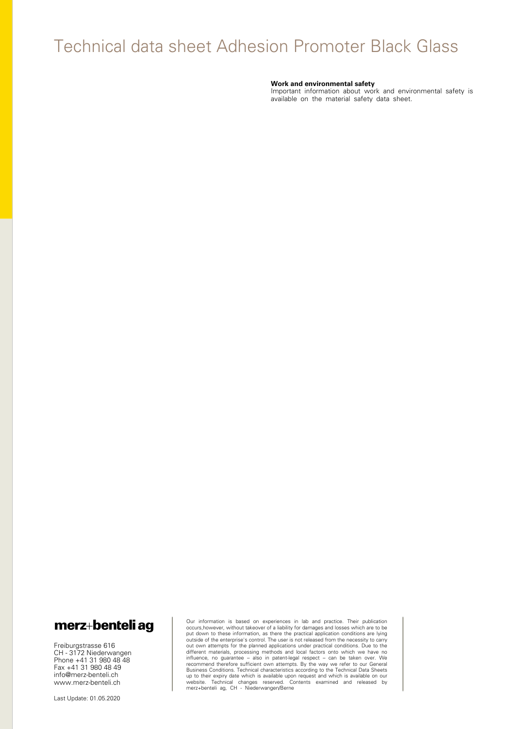**Work and environmental safety**
Important information about work and environmental safety is available on the material safety data sheet.

**merz+benteli ag**

Freiburgstrasse 616
CH - 3172 Niederwangen
Phone +41 31 980 48 48
Fax +41 31 980 48 49
info@merz-benteli.ch
www.merz-benteli.ch

Last Update: 01.05.2020

Our information is based on experiences in lab and practice. Their publication occurs,however, without takeover of a liability for damages and losses which are to be put down to these information, as there the practical application conditions are lying outside of the enterprise's control. The user is not released from the necessity to carry out own attempts for the planned applications under practical conditions. Due to the different materials, processing methods and local factors onto which we have no influence, no guarantee – also in patent-legal respect – can be taken over. We recommend therefore sufficient own attempts. By the way we refer to our General Business Conditions. Technical characteristics according to the Technical Data Sheets up to their expiry date which is available upon request and which is available on our website. Technical changes reserved. Contents examined and released by merz+benteli ag, CH - Niederwangen/Berne